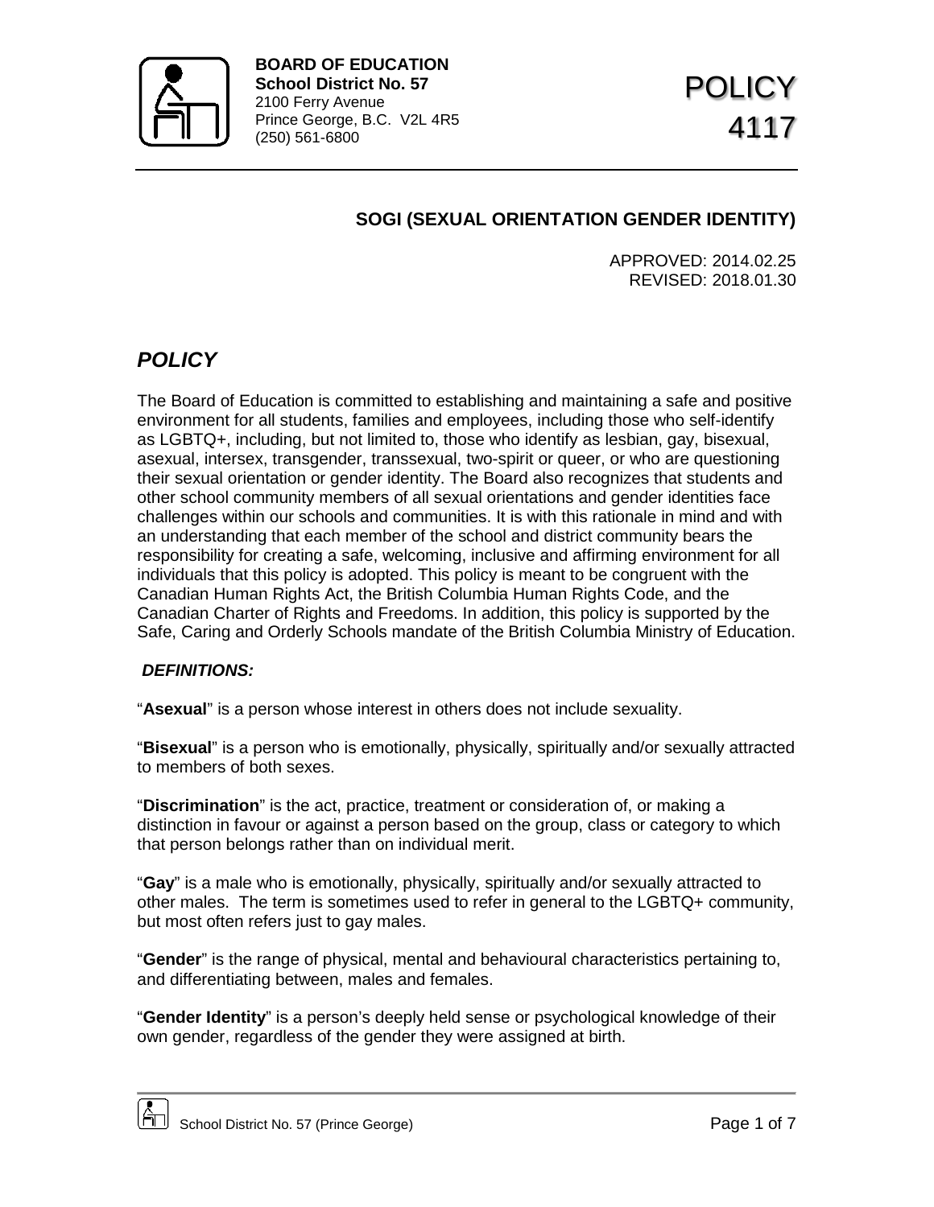**BOARD OF EDUCATION**
**School District No. 57**
2100 Ferry Avenue
Prince George, B.C. V2L 4R5
(250) 561-6800

# POLICY 4117

## SOGI (SEXUAL ORIENTATION GENDER IDENTITY)

APPROVED: 2014.02.25
REVISED: 2018.01.30

## *POLICY*

The Board of Education is committed to establishing and maintaining a safe and positive environment for all students, families and employees, including those who self-identify as LGBTQ+, including, but not limited to, those who identify as lesbian, gay, bisexual, asexual, intersex, transgender, transsexual, two-spirit or queer, or who are questioning their sexual orientation or gender identity. The Board also recognizes that students and other school community members of all sexual orientations and gender identities face challenges within our schools and communities. It is with this rationale in mind and with an understanding that each member of the school and district community bears the responsibility for creating a safe, welcoming, inclusive and affirming environment for all individuals that this policy is adopted. This policy is meant to be congruent with the Canadian Human Rights Act, the British Columbia Human Rights Code, and the Canadian Charter of Rights and Freedoms. In addition, this policy is supported by the Safe, Caring and Orderly Schools mandate of the British Columbia Ministry of Education.

### *DEFINITIONS:*

"**Asexual**" is a person whose interest in others does not include sexuality.

"**Bisexual**" is a person who is emotionally, physically, spiritually and/or sexually attracted to members of both sexes.

"**Discrimination**" is the act, practice, treatment or consideration of, or making a distinction in favour or against a person based on the group, class or category to which that person belongs rather than on individual merit.

"**Gay**" is a male who is emotionally, physically, spiritually and/or sexually attracted to other males. The term is sometimes used to refer in general to the LGBTQ+ community, but most often refers just to gay males.

"**Gender**" is the range of physical, mental and behavioural characteristics pertaining to, and differentiating between, males and females.

"**Gender Identity**" is a person's deeply held sense or psychological knowledge of their own gender, regardless of the gender they were assigned at birth.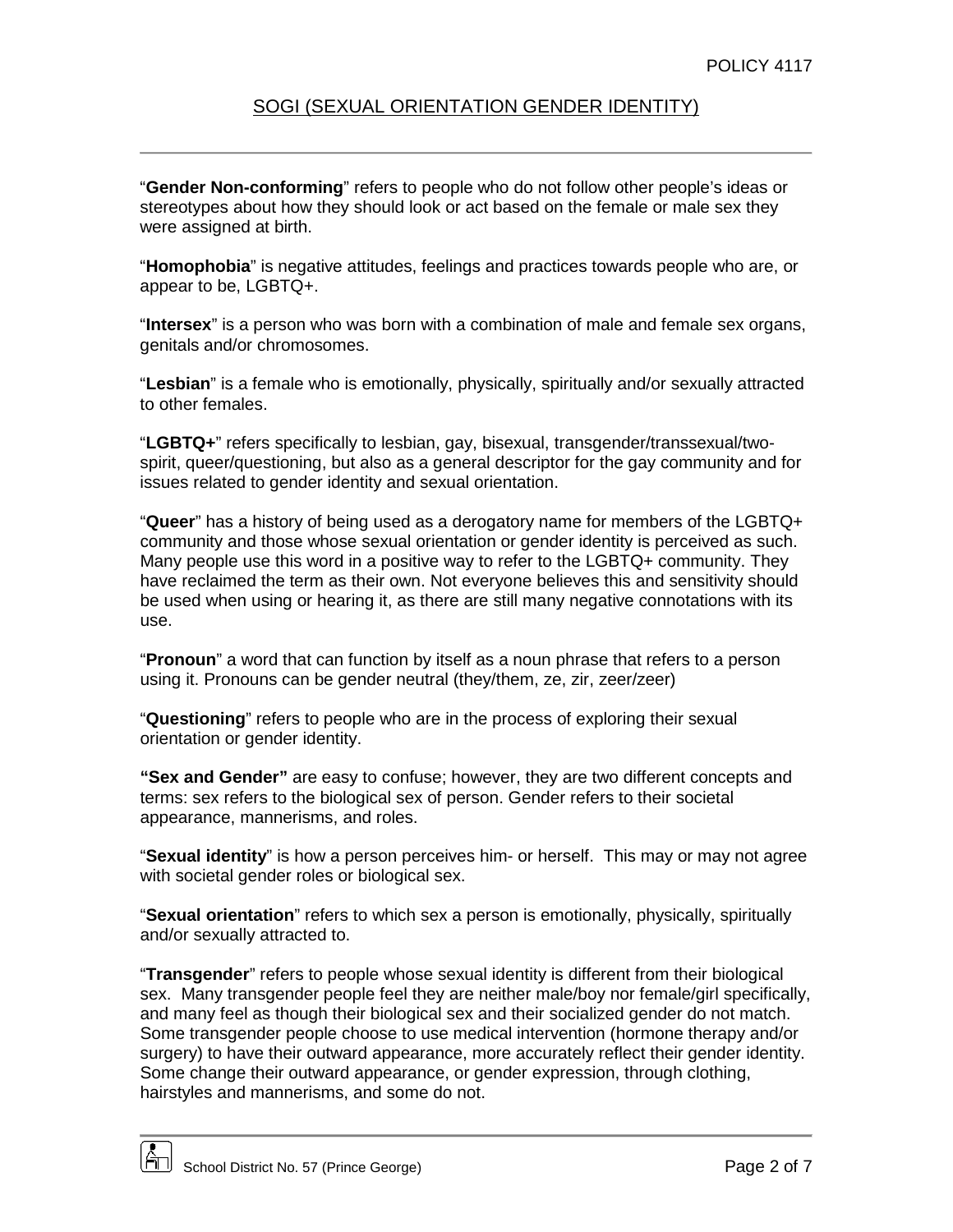“**Gender Non-conforming**” refers to people who do not follow other people’s ideas or stereotypes about how they should look or act based on the female or male sex they were assigned at birth.

“**Homophobia**” is negative attitudes, feelings and practices towards people who are, or appear to be, LGBTQ+.

“**Intersex**” is a person who was born with a combination of male and female sex organs, genitals and/or chromosomes.

“**Lesbian**” is a female who is emotionally, physically, spiritually and/or sexually attracted to other females.

“**LGBTQ+**” refers specifically to lesbian, gay, bisexual, transgender/transsexual/two-spirit, queer/questioning, but also as a general descriptor for the gay community and for issues related to gender identity and sexual orientation.

“**Queer**” has a history of being used as a derogatory name for members of the LGBTQ+ community and those whose sexual orientation or gender identity is perceived as such. Many people use this word in a positive way to refer to the LGBTQ+ community. They have reclaimed the term as their own. Not everyone believes this and sensitivity should be used when using or hearing it, as there are still many negative connotations with its use.

“**Pronoun**” a word that can function by itself as a noun phrase that refers to a person using it. Pronouns can be gender neutral (they/them, ze, zir, zeer/zeer)

“**Questioning**” refers to people who are in the process of exploring their sexual orientation or gender identity.

**“Sex and Gender”** are easy to confuse; however, they are two different concepts and terms: sex refers to the biological sex of person. Gender refers to their societal appearance, mannerisms, and roles.

“**Sexual identity**” is how a person perceives him- or herself. This may or may not agree with societal gender roles or biological sex.

“**Sexual orientation**” refers to which sex a person is emotionally, physically, spiritually and/or sexually attracted to.

“**Transgender**” refers to people whose sexual identity is different from their biological sex. Many transgender people feel they are neither male/boy nor female/girl specifically, and many feel as though their biological sex and their socialized gender do not match. Some transgender people choose to use medical intervention (hormone therapy and/or surgery) to have their outward appearance, more accurately reflect their gender identity. Some change their outward appearance, or gender expression, through clothing, hairstyles and mannerisms, and some do not.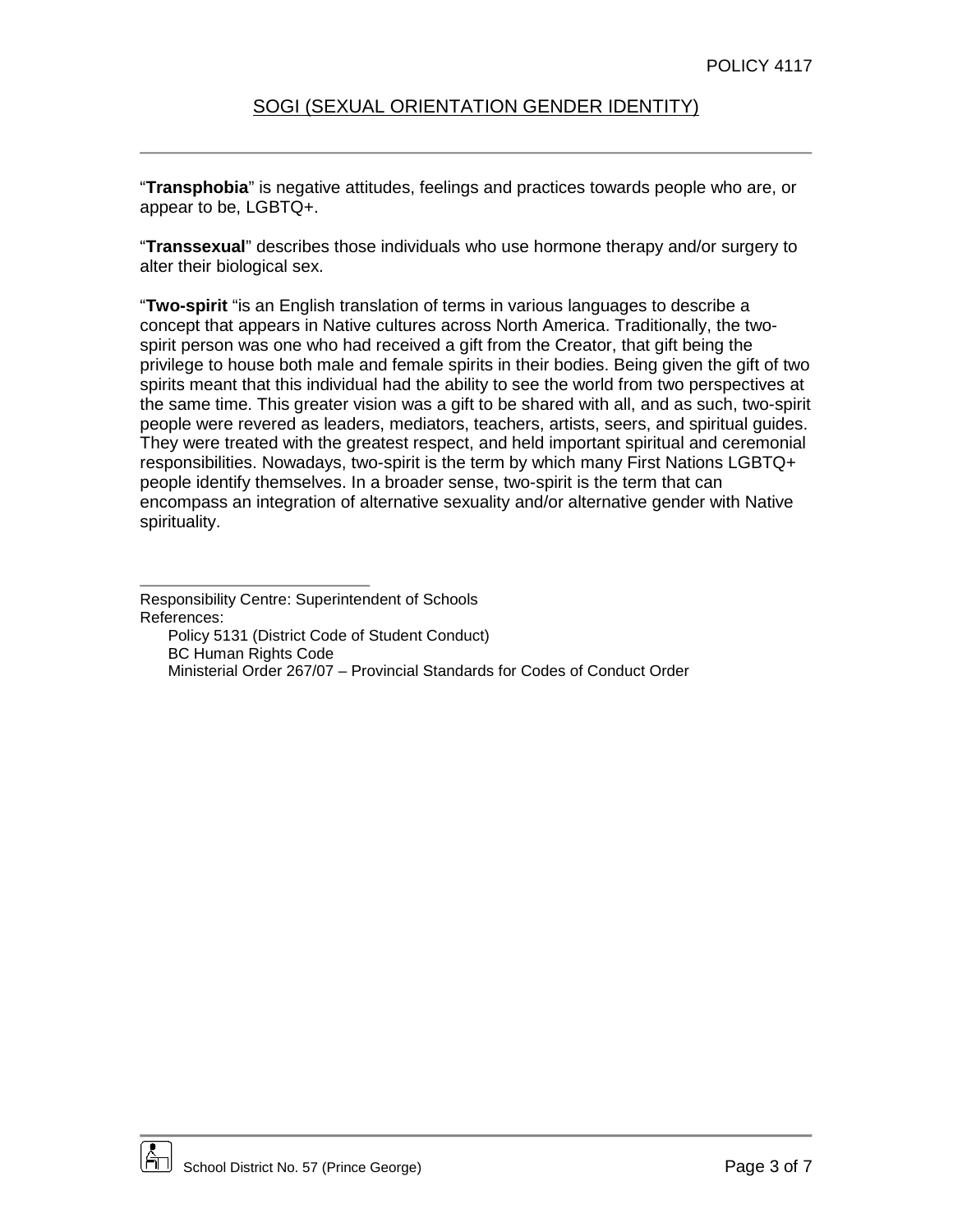“**Transphobia**” is negative attitudes, feelings and practices towards people who are, or appear to be, LGBTQ+.

“**Transsexual**” describes those individuals who use hormone therapy and/or surgery to alter their biological sex.

“**Two-spirit** “is an English translation of terms in various languages to describe a concept that appears in Native cultures across North America. Traditionally, the two-spirit person was one who had received a gift from the Creator, that gift being the privilege to house both male and female spirits in their bodies. Being given the gift of two spirits meant that this individual had the ability to see the world from two perspectives at the same time. This greater vision was a gift to be shared with all, and as such, two-spirit people were revered as leaders, mediators, teachers, artists, seers, and spiritual guides. They were treated with the greatest respect, and held important spiritual and ceremonial responsibilities. Nowadays, two-spirit is the term by which many First Nations LGBTQ+ people identify themselves. In a broader sense, two-spirit is the term that can encompass an integration of alternative sexuality and/or alternative gender with Native spirituality.

---

Responsibility Centre: Superintendent of Schools
References:
- Policy 5131 (District Code of Student Conduct)
- BC Human Rights Code
- Ministerial Order 267/07 – Provincial Standards for Codes of Conduct Order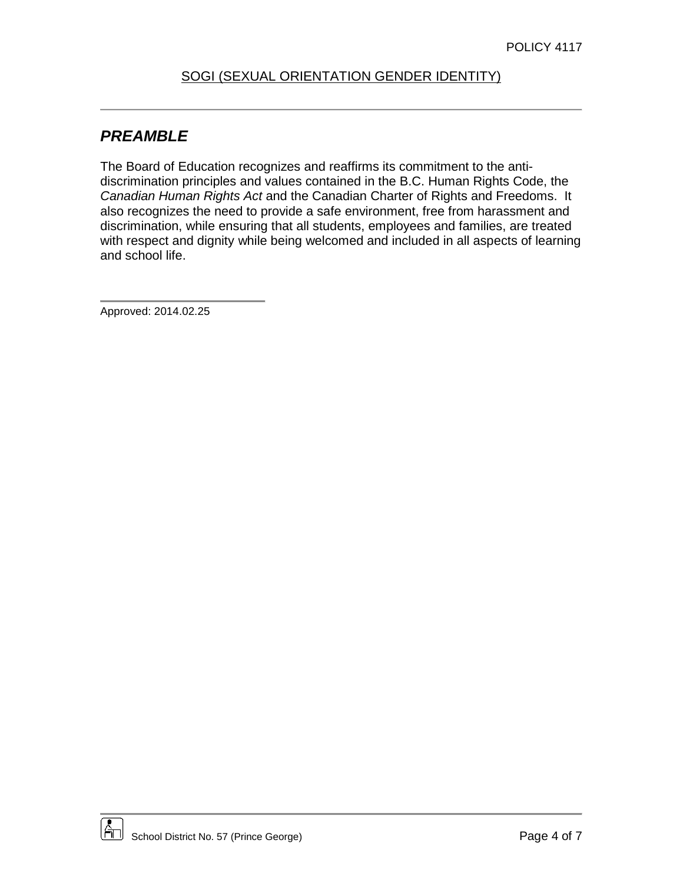## SOGI (SEXUAL ORIENTATION GENDER IDENTITY)

## *PREAMBLE*

The Board of Education recognizes and reaffirms its commitment to the anti-discrimination principles and values contained in the B.C. Human Rights Code, the *Canadian Human Rights Act* and the Canadian Charter of Rights and Freedoms. It also recognizes the need to provide a safe environment, free from harassment and discrimination, while ensuring that all students, employees and families, are treated with respect and dignity while being welcomed and included in all aspects of learning and school life.

Approved: 2014.02.25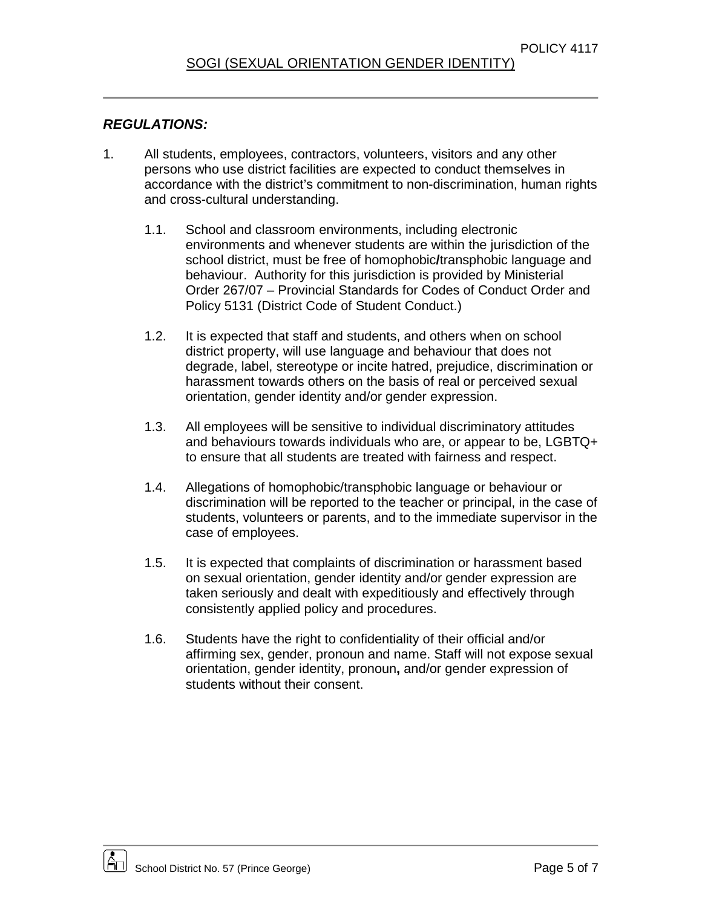***REGULATIONS:***

1. All students, employees, contractors, volunteers, visitors and any other persons who use district facilities are expected to conduct themselves in accordance with the district's commitment to non-discrimination, human rights and cross-cultural understanding.

   1.1. School and classroom environments, including electronic environments and whenever students are within the jurisdiction of the school district, must be free of homophobic/transphobic language and behaviour. Authority for this jurisdiction is provided by Ministerial Order 267/07 – Provincial Standards for Codes of Conduct Order and Policy 5131 (District Code of Student Conduct.)

   1.2. It is expected that staff and students, and others when on school district property, will use language and behaviour that does not degrade, label, stereotype or incite hatred, prejudice, discrimination or harassment towards others on the basis of real or perceived sexual orientation, gender identity and/or gender expression.

   1.3. All employees will be sensitive to individual discriminatory attitudes and behaviours towards individuals who are, or appear to be, LGBTQ+ to ensure that all students are treated with fairness and respect.

   1.4. Allegations of homophobic/transphobic language or behaviour or discrimination will be reported to the teacher or principal, in the case of students, volunteers or parents, and to the immediate supervisor in the case of employees.

   1.5. It is expected that complaints of discrimination or harassment based on sexual orientation, gender identity and/or gender expression are taken seriously and dealt with expeditiously and effectively through consistently applied policy and procedures.

   1.6. Students have the right to confidentiality of their official and/or affirming sex, gender, pronoun and name. Staff will not expose sexual orientation, gender identity, pronoun**,** and/or gender expression of students without their consent.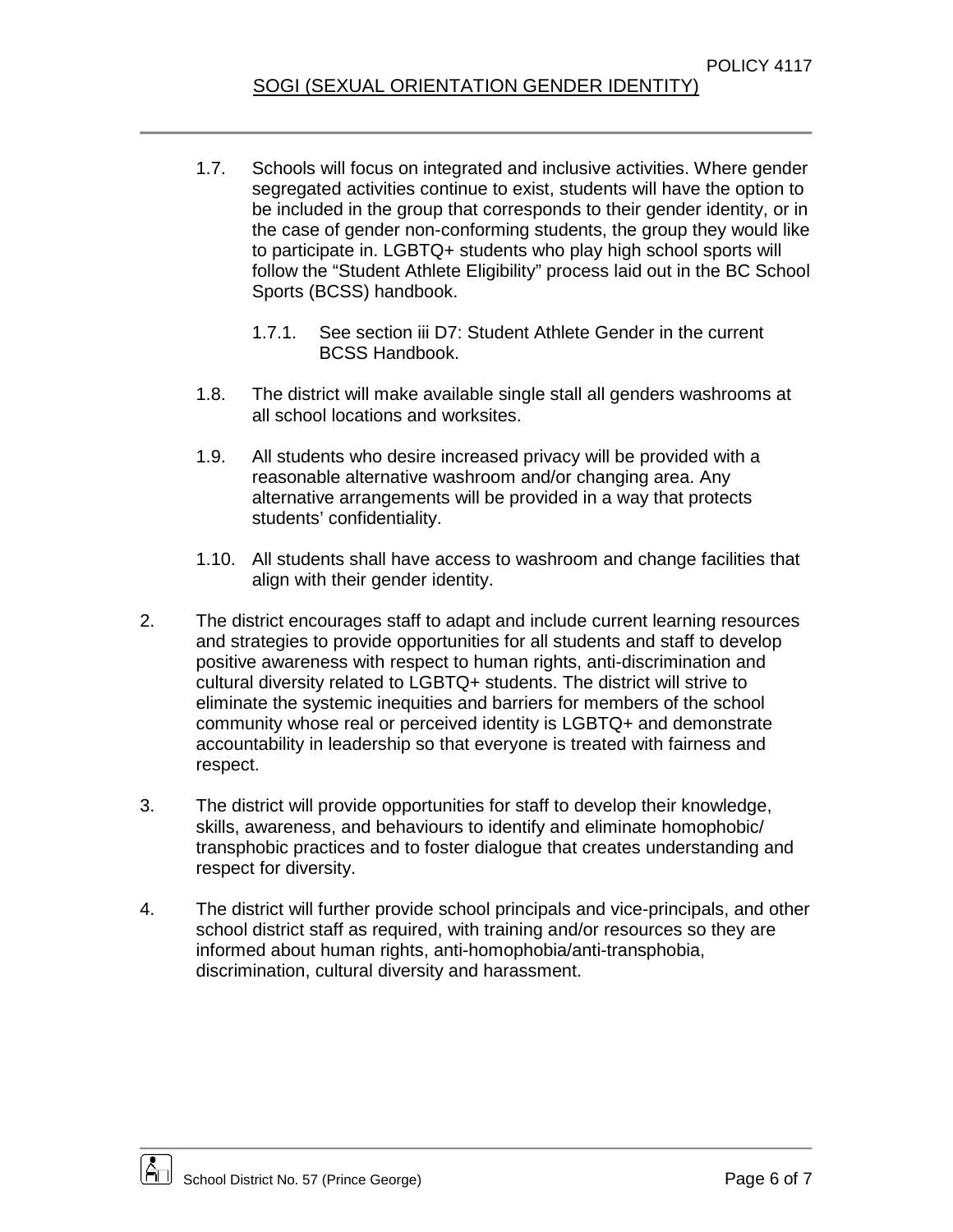1.7. Schools will focus on integrated and inclusive activities. Where gender segregated activities continue to exist, students will have the option to be included in the group that corresponds to their gender identity, or in the case of gender non-conforming students, the group they would like to participate in. LGBTQ+ students who play high school sports will follow the "Student Athlete Eligibility" process laid out in the BC School Sports (BCSS) handbook.

   1.7.1. See section iii D7: Student Athlete Gender in the current BCSS Handbook.

1.8. The district will make available single stall all genders washrooms at all school locations and worksites.

1.9. All students who desire increased privacy will be provided with a reasonable alternative washroom and/or changing area. Any alternative arrangements will be provided in a way that protects students' confidentiality.

1.10. All students shall have access to washroom and change facilities that align with their gender identity.

2. The district encourages staff to adapt and include current learning resources and strategies to provide opportunities for all students and staff to develop positive awareness with respect to human rights, anti-discrimination and cultural diversity related to LGBTQ+ students. The district will strive to eliminate the systemic inequities and barriers for members of the school community whose real or perceived identity is LGBTQ+ and demonstrate accountability in leadership so that everyone is treated with fairness and respect.

3. The district will provide opportunities for staff to develop their knowledge, skills, awareness, and behaviours to identify and eliminate homophobic/ transphobic practices and to foster dialogue that creates understanding and respect for diversity.

4. The district will further provide school principals and vice-principals, and other school district staff as required, with training and/or resources so they are informed about human rights, anti-homophobia/anti-transphobia, discrimination, cultural diversity and harassment.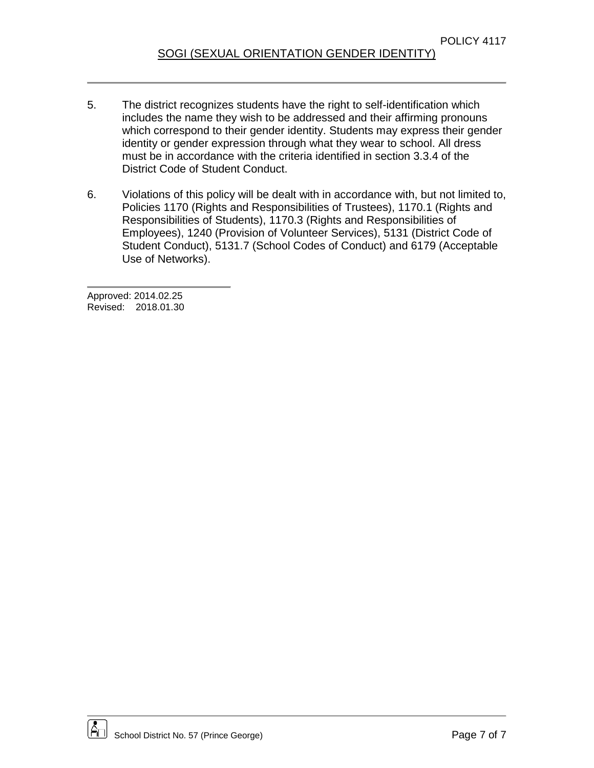5. The district recognizes students have the right to self-identification which includes the name they wish to be addressed and their affirming pronouns which correspond to their gender identity. Students may express their gender identity or gender expression through what they wear to school. All dress must be in accordance with the criteria identified in section 3.3.4 of the District Code of Student Conduct.

6. Violations of this policy will be dealt with in accordance with, but not limited to, Policies 1170 (Rights and Responsibilities of Trustees), 1170.1 (Rights and Responsibilities of Students), 1170.3 (Rights and Responsibilities of Employees), 1240 (Provision of Volunteer Services), 5131 (District Code of Student Conduct), 5131.7 (School Codes of Conduct) and 6179 (Acceptable Use of Networks).

---

Approved: 2014.02.25
Revised: 2018.01.30